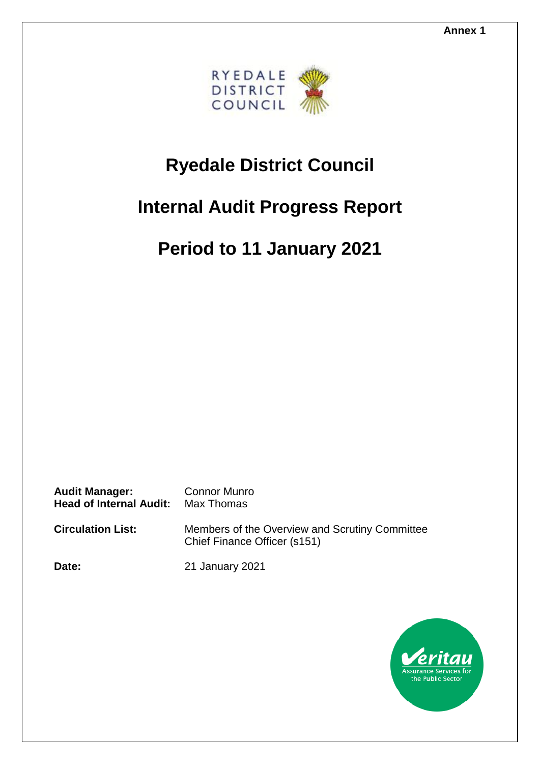Annex 1

RYEDALE DISTRICT COUNCIL

# Ryedale District Council

# Internal Audit Progress Report

# Period to 11 January 2021

**Audit Manager:** Connor Munro
**Head of Internal Audit:** Max Thomas

**Circulation List:** Members of the Overview and Scrutiny Committee
Chief Finance Officer (s151)

**Date:** 21 January 2021

Veritau
Assurance Services for the Public Sector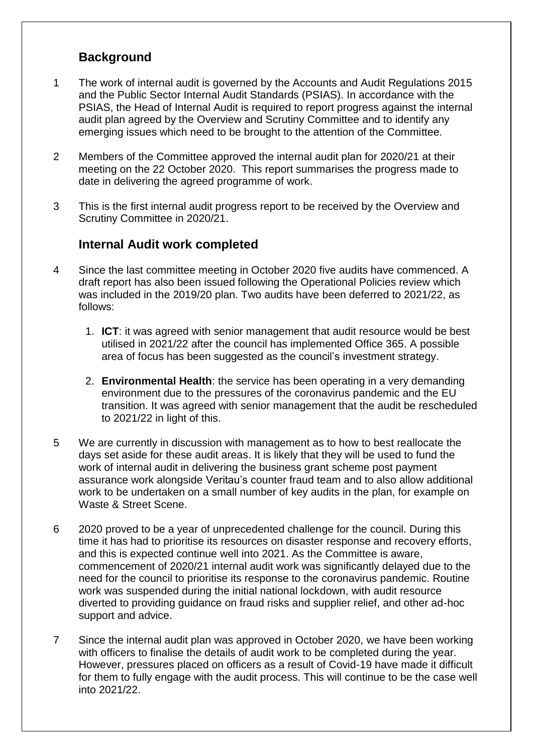## Background

1 The work of internal audit is governed by the Accounts and Audit Regulations 2015 and the Public Sector Internal Audit Standards (PSIAS). In accordance with the PSIAS, the Head of Internal Audit is required to report progress against the internal audit plan agreed by the Overview and Scrutiny Committee and to identify any emerging issues which need to be brought to the attention of the Committee.

2 Members of the Committee approved the internal audit plan for 2020/21 at their meeting on the 22 October 2020. This report summarises the progress made to date in delivering the agreed programme of work.

3 This is the first internal audit progress report to be received by the Overview and Scrutiny Committee in 2020/21.

## Internal Audit work completed

4 Since the last committee meeting in October 2020 five audits have commenced. A draft report has also been issued following the Operational Policies review which was included in the 2019/20 plan. Two audits have been deferred to 2021/22, as follows:

1. **ICT**: it was agreed with senior management that audit resource would be best utilised in 2021/22 after the council has implemented Office 365. A possible area of focus has been suggested as the council's investment strategy.
2. **Environmental Health**: the service has been operating in a very demanding environment due to the pressures of the coronavirus pandemic and the EU transition. It was agreed with senior management that the audit be rescheduled to 2021/22 in light of this.

5 We are currently in discussion with management as to how to best reallocate the days set aside for these audit areas. It is likely that they will be used to fund the work of internal audit in delivering the business grant scheme post payment assurance work alongside Veritau's counter fraud team and to also allow additional work to be undertaken on a small number of key audits in the plan, for example on Waste & Street Scene.

6 2020 proved to be a year of unprecedented challenge for the council. During this time it has had to prioritise its resources on disaster response and recovery efforts, and this is expected continue well into 2021. As the Committee is aware, commencement of 2020/21 internal audit work was significantly delayed due to the need for the council to prioritise its response to the coronavirus pandemic. Routine work was suspended during the initial national lockdown, with audit resource diverted to providing guidance on fraud risks and supplier relief, and other ad-hoc support and advice.

7 Since the internal audit plan was approved in October 2020, we have been working with officers to finalise the details of audit work to be completed during the year. However, pressures placed on officers as a result of Covid-19 have made it difficult for them to fully engage with the audit process. This will continue to be the case well into 2021/22.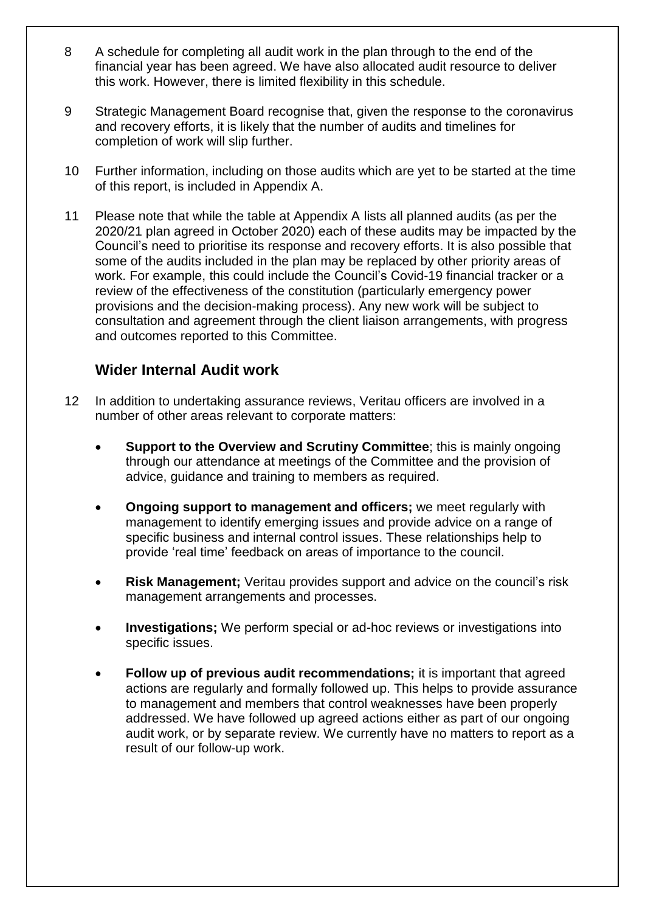8 A schedule for completing all audit work in the plan through to the end of the financial year has been agreed. We have also allocated audit resource to deliver this work. However, there is limited flexibility in this schedule.

9 Strategic Management Board recognise that, given the response to the coronavirus and recovery efforts, it is likely that the number of audits and timelines for completion of work will slip further.

10 Further information, including on those audits which are yet to be started at the time of this report, is included in Appendix A.

11 Please note that while the table at Appendix A lists all planned audits (as per the 2020/21 plan agreed in October 2020) each of these audits may be impacted by the Council's need to prioritise its response and recovery efforts. It is also possible that some of the audits included in the plan may be replaced by other priority areas of work. For example, this could include the Council's Covid-19 financial tracker or a review of the effectiveness of the constitution (particularly emergency power provisions and the decision-making process). Any new work will be subject to consultation and agreement through the client liaison arrangements, with progress and outcomes reported to this Committee.

## Wider Internal Audit work

12 In addition to undertaking assurance reviews, Veritau officers are involved in a number of other areas relevant to corporate matters:

- **Support to the Overview and Scrutiny Committee**; this is mainly ongoing through our attendance at meetings of the Committee and the provision of advice, guidance and training to members as required.
- **Ongoing support to management and officers;** we meet regularly with management to identify emerging issues and provide advice on a range of specific business and internal control issues. These relationships help to provide 'real time' feedback on areas of importance to the council.
- **Risk Management;** Veritau provides support and advice on the council's risk management arrangements and processes.
- **Investigations;** We perform special or ad-hoc reviews or investigations into specific issues.
- **Follow up of previous audit recommendations;** it is important that agreed actions are regularly and formally followed up. This helps to provide assurance to management and members that control weaknesses have been properly addressed. We have followed up agreed actions either as part of our ongoing audit work, or by separate review. We currently have no matters to report as a result of our follow-up work.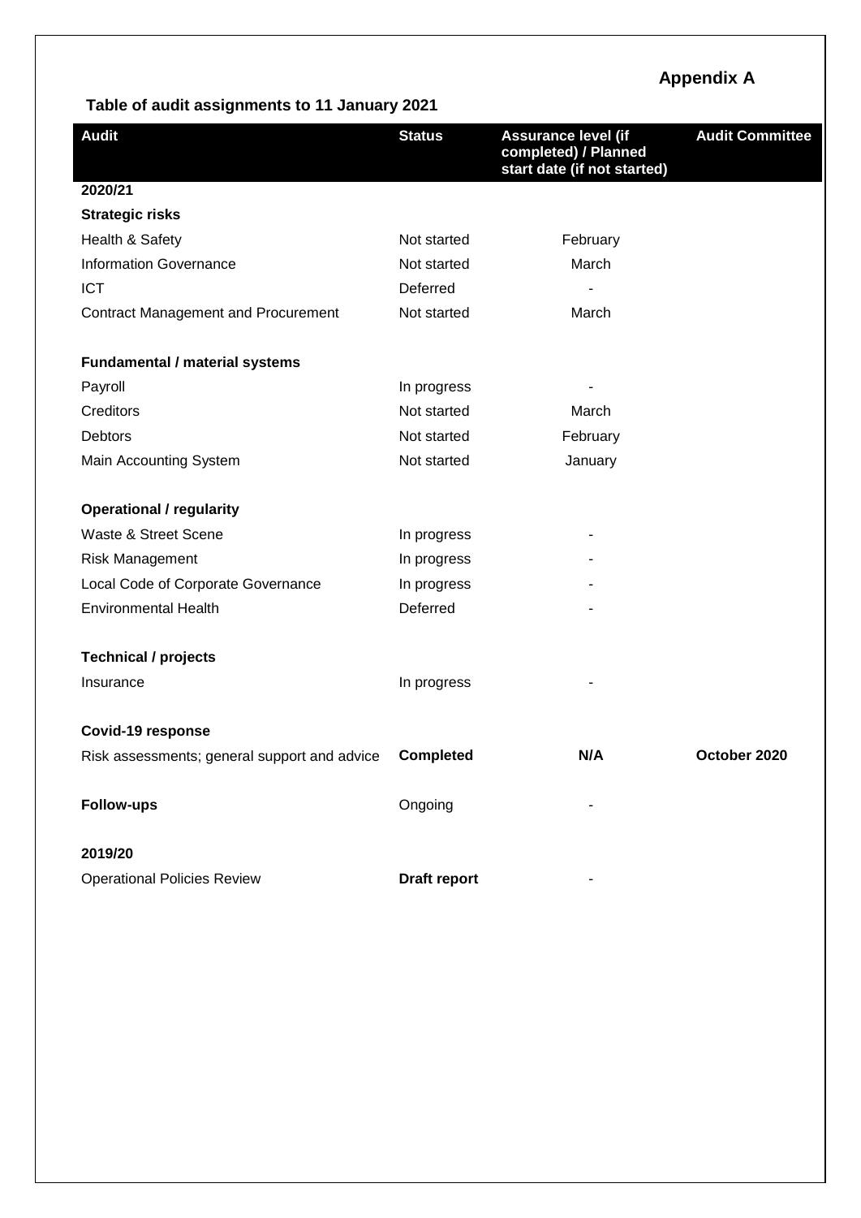**Appendix A**

**Table of audit assignments to 11 January 2021**

| Audit | Status | Assurance level (if completed) / Planned start date (if not started) | Audit Committee |
|---|---|---|---|
| **2020/21** | | | |
| **Strategic risks** | | | |
| Health & Safety | Not started | February | |
| Information Governance | Not started | March | |
| ICT | Deferred | - | |
| Contract Management and Procurement | Not started | March | |
| | | | |
| **Fundamental / material systems** | | | |
| Payroll | In progress | - | |
| Creditors | Not started | March | |
| Debtors | Not started | February | |
| Main Accounting System | Not started | January | |
| | | | |
| **Operational / regularity** | | | |
| Waste & Street Scene | In progress | - | |
| Risk Management | In progress | - | |
| Local Code of Corporate Governance | In progress | - | |
| Environmental Health | Deferred | - | |
| | | | |
| **Technical / projects** | | | |
| Insurance | In progress | - | |
| | | | |
| **Covid-19 response** | | | |
| Risk assessments; general support and advice | **Completed** | **N/A** | **October 2020** |
| | | | |
| **Follow-ups** | Ongoing | - | |
| | | | |
| **2019/20** | | | |
| Operational Policies Review | **Draft report** | - | |